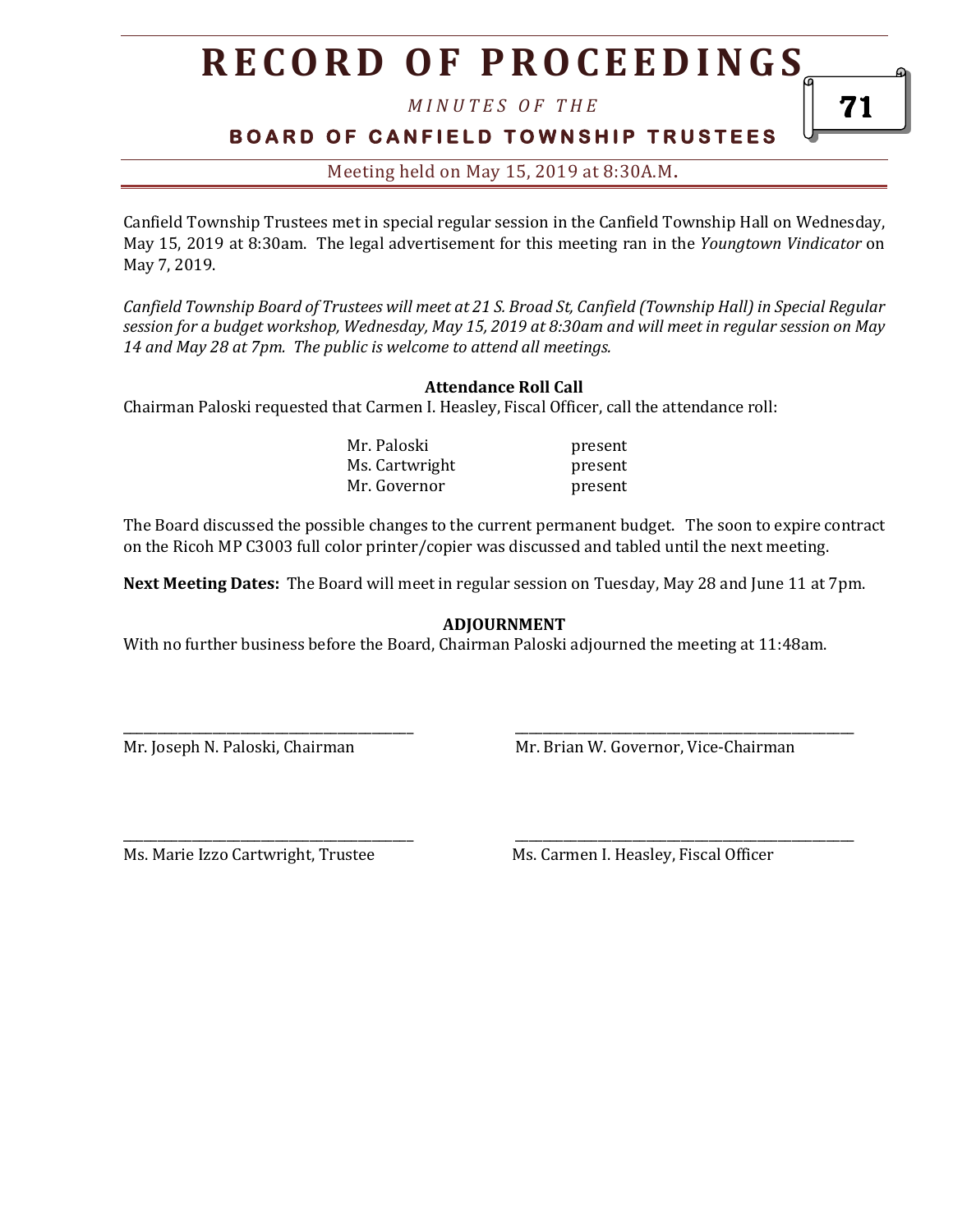# RECORD OF PROCEEDINGS

*MINUTES OF THE*

**BOARD OF CANFIELD TOWNSHIP TRUSTEES**

Meeting held on May 15, 2019 at 8:30A.M.

Canfield Township Trustees met in special regular session in the Canfield Township Hall on Wednesday, May 15, 2019 at 8:30am. The legal advertisement for this meeting ran in the *Youngtown Vindicator* on May 7, 2019.

*Canfield Township Board of Trustees will meet at 21 S. Broad St, Canfield (Township Hall) in Special Regular session for a budget workshop, Wednesday, May 15, 2019 at 8:30am and will meet in regular session on May 14 and May 28 at 7pm. The public is welcome to attend all meetings.*

**Attendance Roll Call**

Chairman Paloski requested that Carmen I. Heasley, Fiscal Officer, call the attendance roll:

| | |
|---|---|
| Mr. Paloski | present |
| Ms. Cartwright | present |
| Mr. Governor | present |

The Board discussed the possible changes to the current permanent budget. The soon to expire contract on the Ricoh MP C3003 full color printer/copier was discussed and tabled until the next meeting.

**Next Meeting Dates:** The Board will meet in regular session on Tuesday, May 28 and June 11 at 7pm.

**ADJOURNMENT**

With no further business before the Board, Chairman Paloski adjourned the meeting at 11:48am.

\_\_\_\_\_\_\_\_\_\_\_\_\_\_\_\_\_\_\_\_\_\_\_\_\_\_\_\_\_\_\_\_\_\_\_\_\_\_\_
Mr. Joseph N. Paloski, Chairman

\_\_\_\_\_\_\_\_\_\_\_\_\_\_\_\_\_\_\_\_\_\_\_\_\_\_\_\_\_\_\_\_\_\_\_\_\_\_\_
Mr. Brian W. Governor, Vice-Chairman

\_\_\_\_\_\_\_\_\_\_\_\_\_\_\_\_\_\_\_\_\_\_\_\_\_\_\_\_\_\_\_\_\_\_\_\_\_\_\_
Ms. Marie Izzo Cartwright, Trustee

\_\_\_\_\_\_\_\_\_\_\_\_\_\_\_\_\_\_\_\_\_\_\_\_\_\_\_\_\_\_\_\_\_\_\_\_\_\_\_
Ms. Carmen I. Heasley, Fiscal Officer